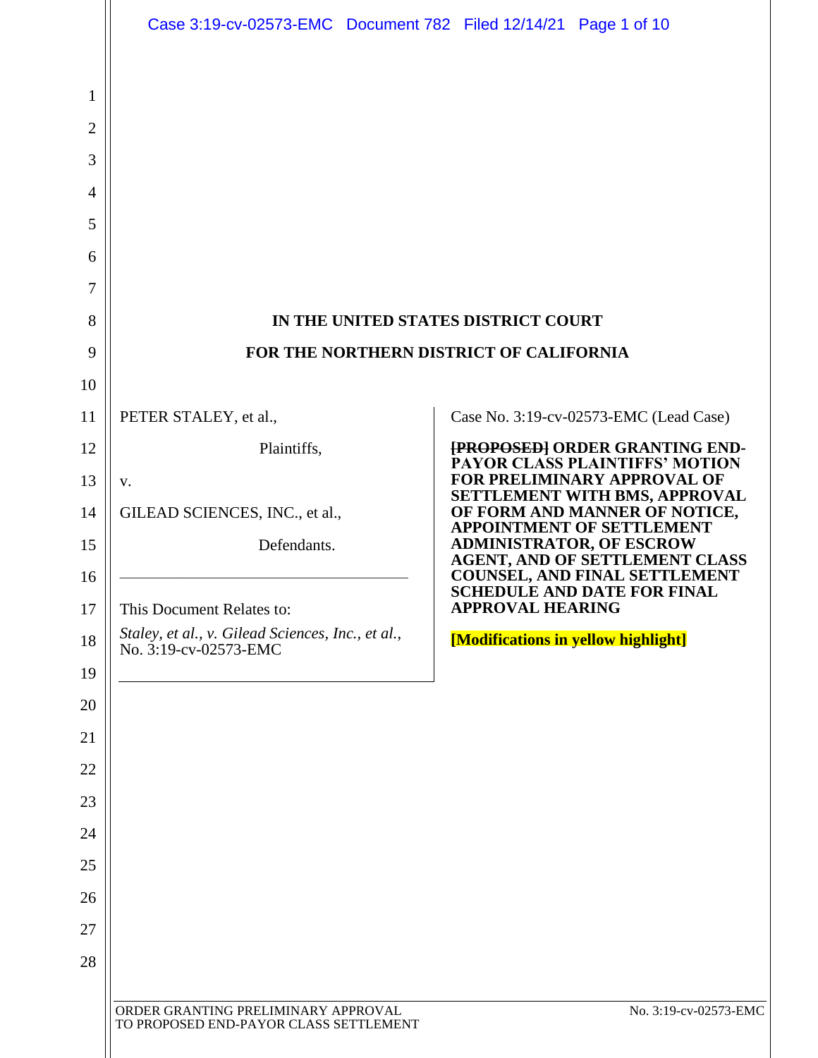# IN THE UNITED STATES DISTRICT COURT

# FOR THE NORTHERN DISTRICT OF CALIFORNIA

PETER STALEY, et al.,

Plaintiffs,

v.

GILEAD SCIENCES, INC., et al.,

Defendants.

---

This Document Relates to:

*Staley, et al., v. Gilead Sciences, Inc., et al.*, No. 3:19-cv-02573-EMC

Case No. 3:19-cv-02573-EMC (Lead Case)

**~~[PROPOSED]~~ ORDER GRANTING END-PAYOR CLASS PLAINTIFFS' MOTION FOR PRELIMINARY APPROVAL OF SETTLEMENT WITH BMS, APPROVAL OF FORM AND MANNER OF NOTICE, APPOINTMENT OF SETTLEMENT ADMINISTRATOR, OF ESCROW AGENT, AND OF SETTLEMENT CLASS COUNSEL, AND FINAL SETTLEMENT SCHEDULE AND DATE FOR FINAL APPROVAL HEARING**

**[Modifications in yellow highlight]**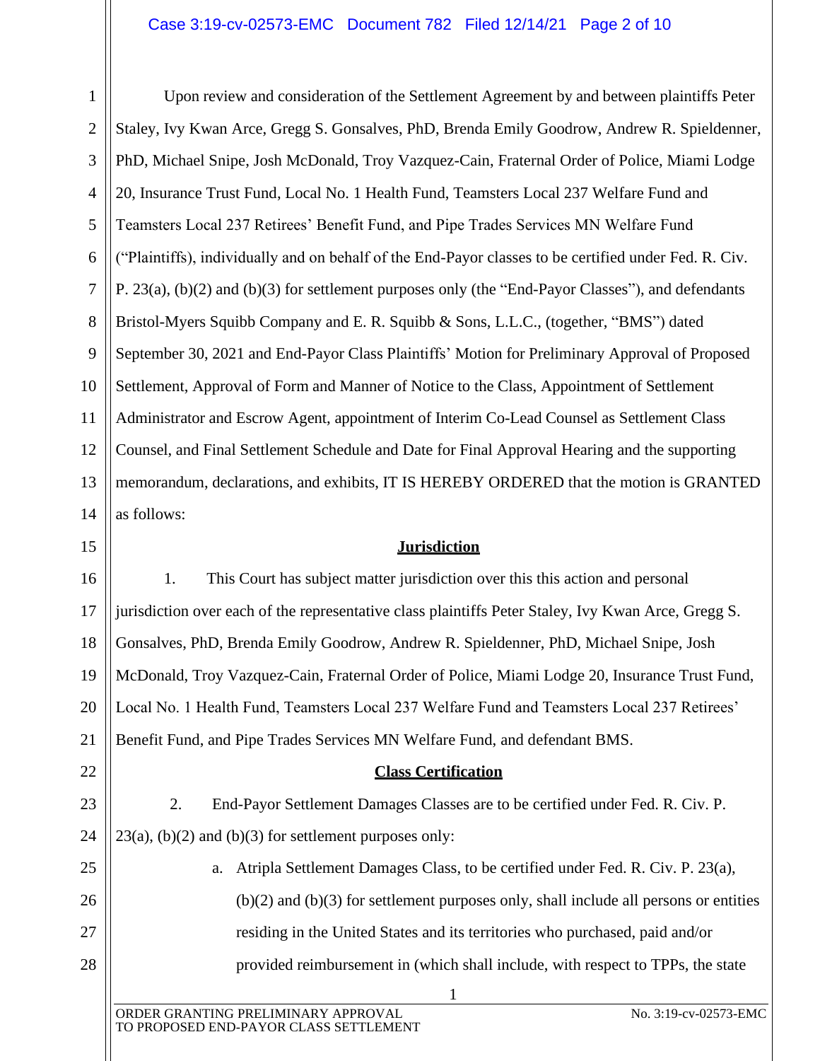Upon review and consideration of the Settlement Agreement by and between plaintiffs Peter Staley, Ivy Kwan Arce, Gregg S. Gonsalves, PhD, Brenda Emily Goodrow, Andrew R. Spieldenner, PhD, Michael Snipe, Josh McDonald, Troy Vazquez-Cain, Fraternal Order of Police, Miami Lodge 20, Insurance Trust Fund, Local No. 1 Health Fund, Teamsters Local 237 Welfare Fund and Teamsters Local 237 Retirees' Benefit Fund, and Pipe Trades Services MN Welfare Fund ("Plaintiffs), individually and on behalf of the End-Payor classes to be certified under Fed. R. Civ. P. 23(a), (b)(2) and (b)(3) for settlement purposes only (the "End-Payor Classes"), and defendants Bristol-Myers Squibb Company and E. R. Squibb & Sons, L.L.C., (together, "BMS") dated September 30, 2021 and End-Payor Class Plaintiffs' Motion for Preliminary Approval of Proposed Settlement, Approval of Form and Manner of Notice to the Class, Appointment of Settlement Administrator and Escrow Agent, appointment of Interim Co-Lead Counsel as Settlement Class Counsel, and Final Settlement Schedule and Date for Final Approval Hearing and the supporting memorandum, declarations, and exhibits, IT IS HEREBY ORDERED that the motion is GRANTED as follows:

## **Jurisdiction**

1. This Court has subject matter jurisdiction over this this action and personal jurisdiction over each of the representative class plaintiffs Peter Staley, Ivy Kwan Arce, Gregg S. Gonsalves, PhD, Brenda Emily Goodrow, Andrew R. Spieldenner, PhD, Michael Snipe, Josh McDonald, Troy Vazquez-Cain, Fraternal Order of Police, Miami Lodge 20, Insurance Trust Fund, Local No. 1 Health Fund, Teamsters Local 237 Welfare Fund and Teamsters Local 237 Retirees' Benefit Fund, and Pipe Trades Services MN Welfare Fund, and defendant BMS.

## **Class Certification**

2. End-Payor Settlement Damages Classes are to be certified under Fed. R. Civ. P. 23(a), (b)(2) and (b)(3) for settlement purposes only:

   a. Atripla Settlement Damages Class, to be certified under Fed. R. Civ. P. 23(a), (b)(2) and (b)(3) for settlement purposes only, shall include all persons or entities residing in the United States and its territories who purchased, paid and/or provided reimbursement in (which shall include, with respect to TPPs, the state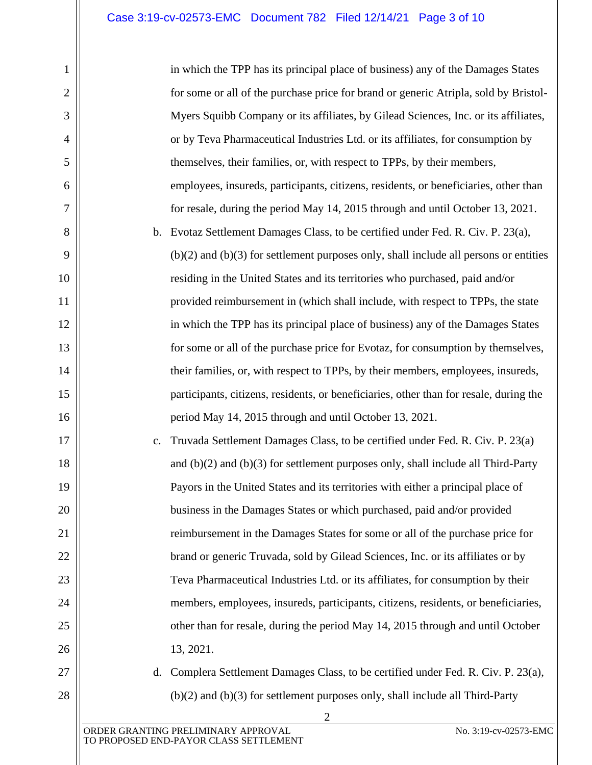in which the TPP has its principal place of business) any of the Damages States for some or all of the purchase price for brand or generic Atripla, sold by Bristol-Myers Squibb Company or its affiliates, by Gilead Sciences, Inc. or its affiliates, or by Teva Pharmaceutical Industries Ltd. or its affiliates, for consumption by themselves, their families, or, with respect to TPPs, by their members, employees, insureds, participants, citizens, residents, or beneficiaries, other than for resale, during the period May 14, 2015 through and until October 13, 2021.

b. Evotaz Settlement Damages Class, to be certified under Fed. R. Civ. P. 23(a), (b)(2) and (b)(3) for settlement purposes only, shall include all persons or entities residing in the United States and its territories who purchased, paid and/or provided reimbursement in (which shall include, with respect to TPPs, the state in which the TPP has its principal place of business) any of the Damages States for some or all of the purchase price for Evotaz, for consumption by themselves, their families, or, with respect to TPPs, by their members, employees, insureds, participants, citizens, residents, or beneficiaries, other than for resale, during the period May 14, 2015 through and until October 13, 2021.

c. Truvada Settlement Damages Class, to be certified under Fed. R. Civ. P. 23(a) and (b)(2) and (b)(3) for settlement purposes only, shall include all Third-Party Payors in the United States and its territories with either a principal place of business in the Damages States or which purchased, paid and/or provided reimbursement in the Damages States for some or all of the purchase price for brand or generic Truvada, sold by Gilead Sciences, Inc. or its affiliates or by Teva Pharmaceutical Industries Ltd. or its affiliates, for consumption by their members, employees, insureds, participants, citizens, residents, or beneficiaries, other than for resale, during the period May 14, 2015 through and until October 13, 2021.

d. Complera Settlement Damages Class, to be certified under Fed. R. Civ. P. 23(a), (b)(2) and (b)(3) for settlement purposes only, shall include all Third-Party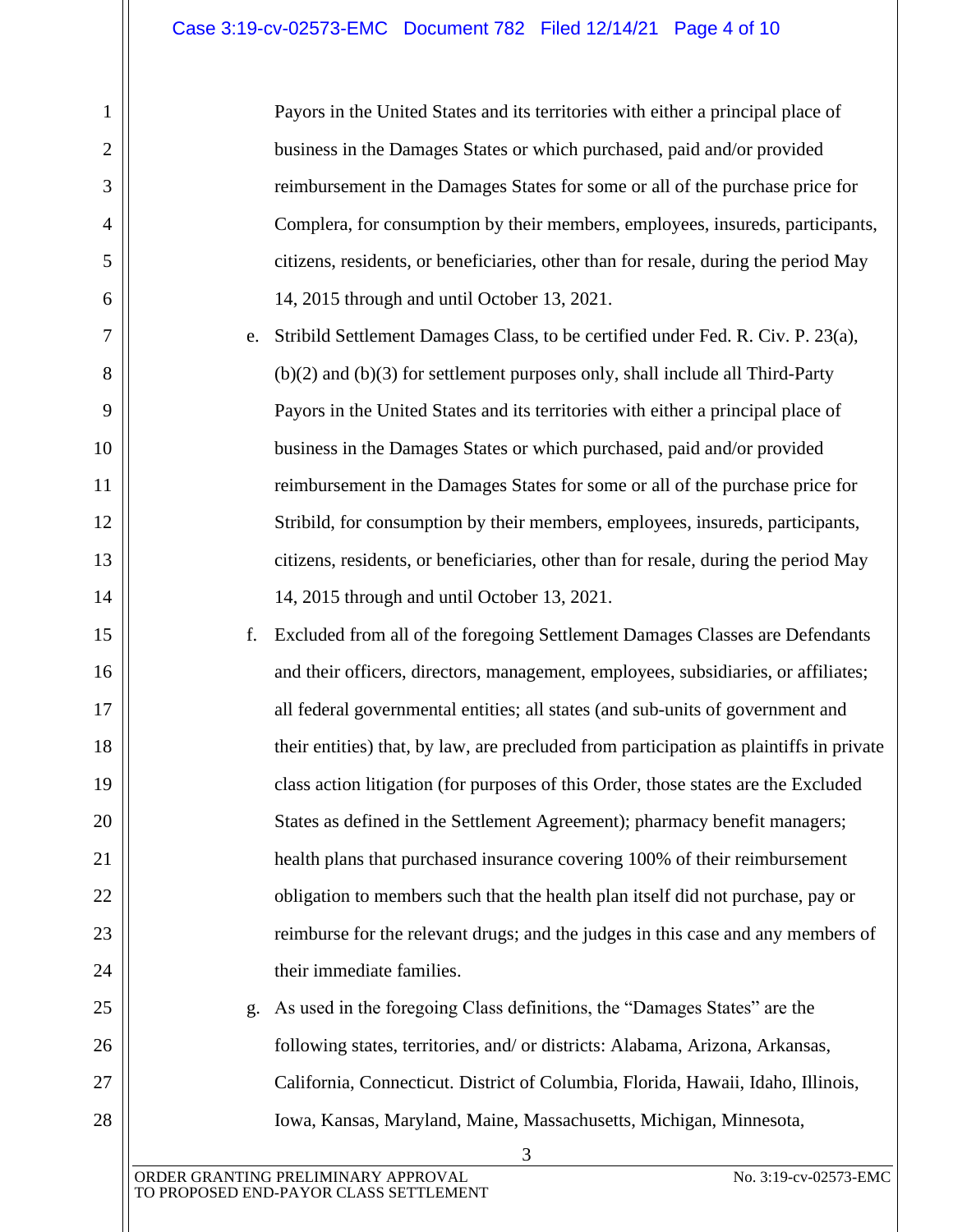Payors in the United States and its territories with either a principal place of business in the Damages States or which purchased, paid and/or provided reimbursement in the Damages States for some or all of the purchase price for Complera, for consumption by their members, employees, insureds, participants, citizens, residents, or beneficiaries, other than for resale, during the period May 14, 2015 through and until October 13, 2021.

e. Stribild Settlement Damages Class, to be certified under Fed. R. Civ. P. 23(a), (b)(2) and (b)(3) for settlement purposes only, shall include all Third-Party Payors in the United States and its territories with either a principal place of business in the Damages States or which purchased, paid and/or provided reimbursement in the Damages States for some or all of the purchase price for Stribild, for consumption by their members, employees, insureds, participants, citizens, residents, or beneficiaries, other than for resale, during the period May 14, 2015 through and until October 13, 2021.

f. Excluded from all of the foregoing Settlement Damages Classes are Defendants and their officers, directors, management, employees, subsidiaries, or affiliates; all federal governmental entities; all states (and sub-units of government and their entities) that, by law, are precluded from participation as plaintiffs in private class action litigation (for purposes of this Order, those states are the Excluded States as defined in the Settlement Agreement); pharmacy benefit managers; health plans that purchased insurance covering 100% of their reimbursement obligation to members such that the health plan itself did not purchase, pay or reimburse for the relevant drugs; and the judges in this case and any members of their immediate families.

g. As used in the foregoing Class definitions, the "Damages States" are the following states, territories, and/ or districts: Alabama, Arizona, Arkansas, California, Connecticut. District of Columbia, Florida, Hawaii, Idaho, Illinois, Iowa, Kansas, Maryland, Maine, Massachusetts, Michigan, Minnesota,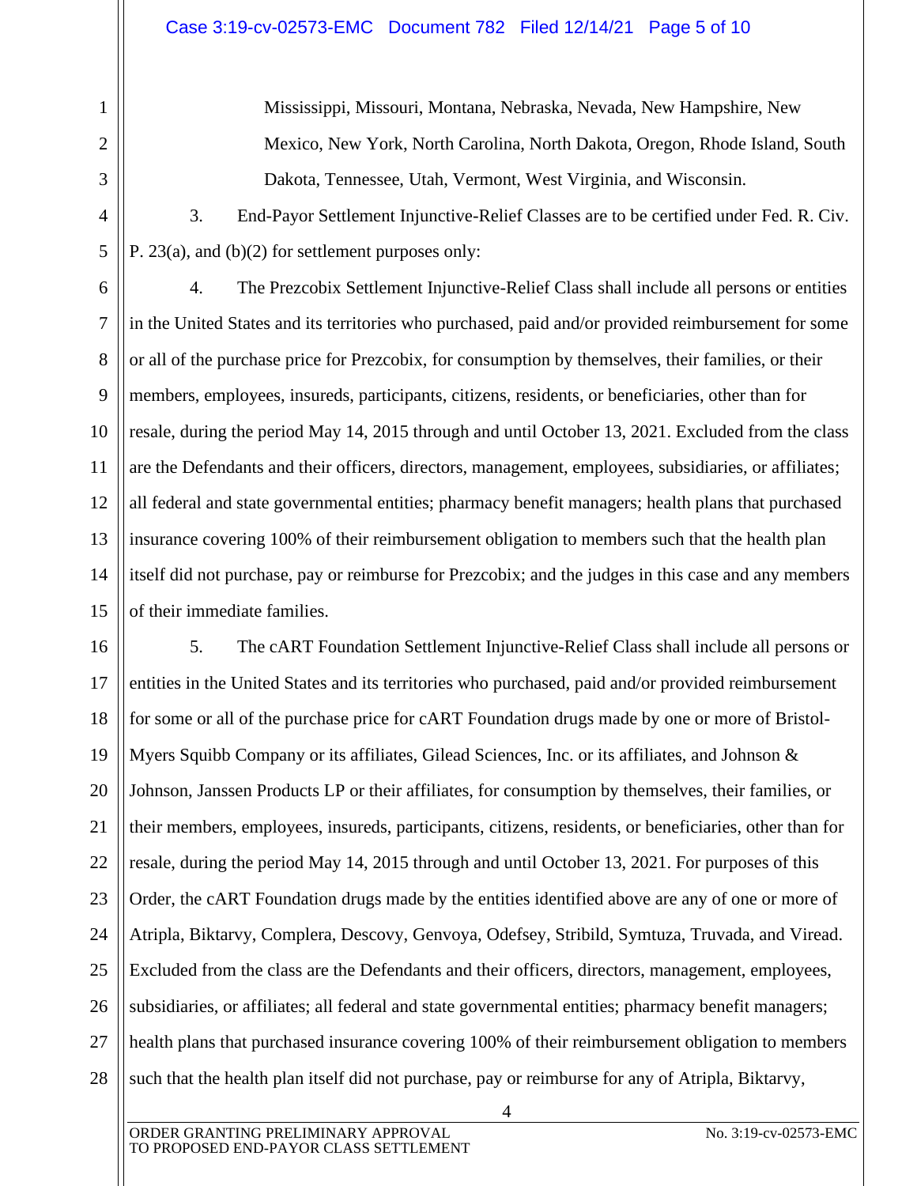Mississippi, Missouri, Montana, Nebraska, Nevada, New Hampshire, New Mexico, New York, North Carolina, North Dakota, Oregon, Rhode Island, South Dakota, Tennessee, Utah, Vermont, West Virginia, and Wisconsin.

3. End-Payor Settlement Injunctive-Relief Classes are to be certified under Fed. R. Civ. P. 23(a), and (b)(2) for settlement purposes only:

4. The Prezcobix Settlement Injunctive-Relief Class shall include all persons or entities in the United States and its territories who purchased, paid and/or provided reimbursement for some or all of the purchase price for Prezcobix, for consumption by themselves, their families, or their members, employees, insureds, participants, citizens, residents, or beneficiaries, other than for resale, during the period May 14, 2015 through and until October 13, 2021. Excluded from the class are the Defendants and their officers, directors, management, employees, subsidiaries, or affiliates; all federal and state governmental entities; pharmacy benefit managers; health plans that purchased insurance covering 100% of their reimbursement obligation to members such that the health plan itself did not purchase, pay or reimburse for Prezcobix; and the judges in this case and any members of their immediate families.

5. The cART Foundation Settlement Injunctive-Relief Class shall include all persons or entities in the United States and its territories who purchased, paid and/or provided reimbursement for some or all of the purchase price for cART Foundation drugs made by one or more of Bristol-Myers Squibb Company or its affiliates, Gilead Sciences, Inc. or its affiliates, and Johnson & Johnson, Janssen Products LP or their affiliates, for consumption by themselves, their families, or their members, employees, insureds, participants, citizens, residents, or beneficiaries, other than for resale, during the period May 14, 2015 through and until October 13, 2021. For purposes of this Order, the cART Foundation drugs made by the entities identified above are any of one or more of Atripla, Biktarvy, Complera, Descovy, Genvoya, Odefsey, Stribild, Symtuza, Truvada, and Viread. Excluded from the class are the Defendants and their officers, directors, management, employees, subsidiaries, or affiliates; all federal and state governmental entities; pharmacy benefit managers; health plans that purchased insurance covering 100% of their reimbursement obligation to members such that the health plan itself did not purchase, pay or reimburse for any of Atripla, Biktarvy,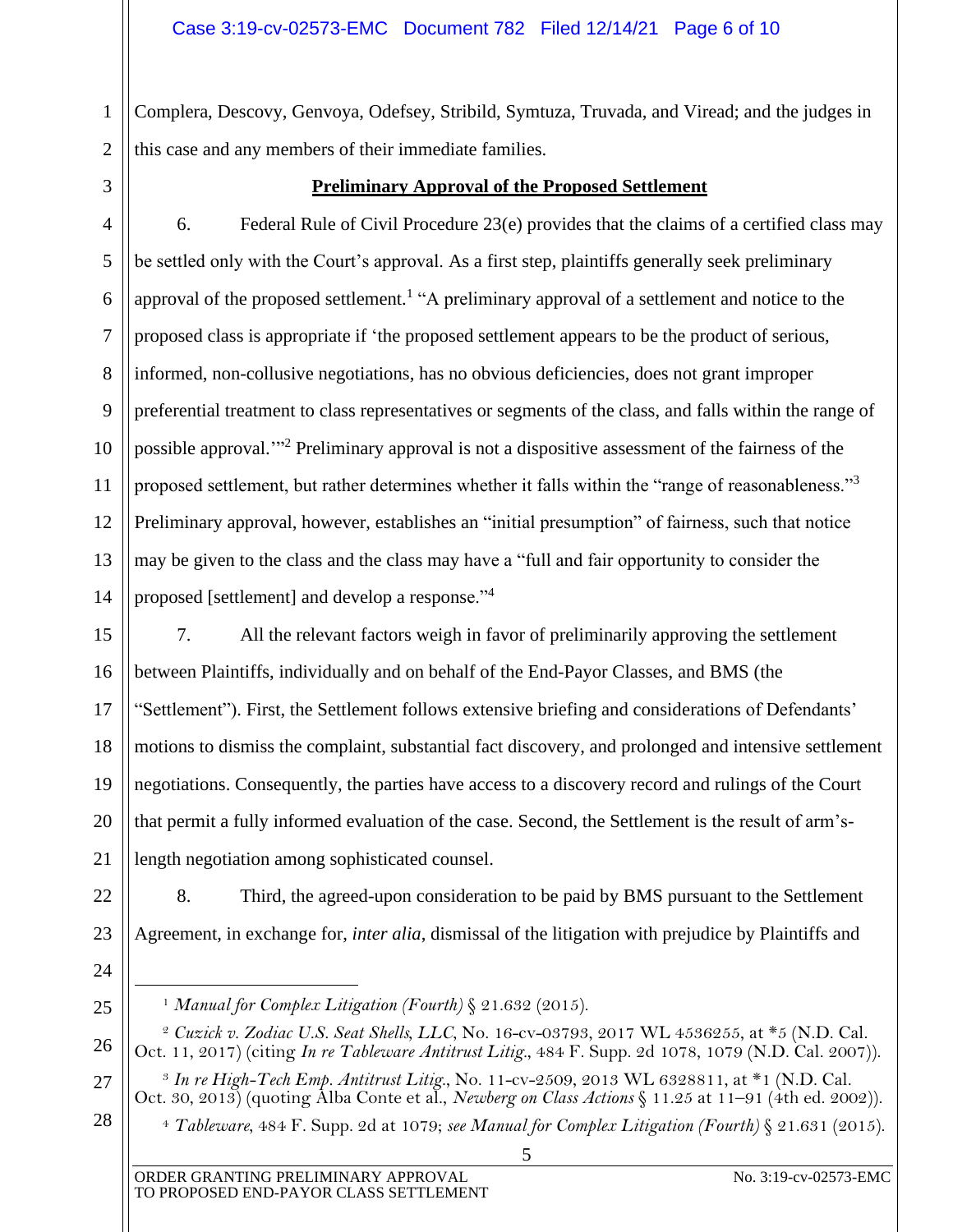Complera, Descovy, Genvoya, Odefsey, Stribild, Symtuza, Truvada, and Viread; and the judges in this case and any members of their immediate families.

**Preliminary Approval of the Proposed Settlement**

6. Federal Rule of Civil Procedure 23(e) provides that the claims of a certified class may be settled only with the Court's approval. As a first step, plaintiffs generally seek preliminary approval of the proposed settlement.[1] "A preliminary approval of a settlement and notice to the proposed class is appropriate if 'the proposed settlement appears to be the product of serious, informed, non-collusive negotiations, has no obvious deficiencies, does not grant improper preferential treatment to class representatives or segments of the class, and falls within the range of possible approval.'"[2] Preliminary approval is not a dispositive assessment of the fairness of the proposed settlement, but rather determines whether it falls within the "range of reasonableness."[3] Preliminary approval, however, establishes an "initial presumption" of fairness, such that notice may be given to the class and the class may have a "full and fair opportunity to consider the proposed [settlement] and develop a response."[4]

7. All the relevant factors weigh in favor of preliminarily approving the settlement between Plaintiffs, individually and on behalf of the End-Payor Classes, and BMS (the "Settlement"). First, the Settlement follows extensive briefing and considerations of Defendants' motions to dismiss the complaint, substantial fact discovery, and prolonged and intensive settlement negotiations. Consequently, the parties have access to a discovery record and rulings of the Court that permit a fully informed evaluation of the case. Second, the Settlement is the result of arm's-length negotiation among sophisticated counsel.

8. Third, the agreed-upon consideration to be paid by BMS pursuant to the Settlement Agreement, in exchange for, *inter alia*, dismissal of the litigation with prejudice by Plaintiffs and

---

[1] *Manual for Complex Litigation (Fourth)* § 21.632 (2015).

[2] *Cuzick v. Zodiac U.S. Seat Shells, LLC*, No. 16-cv-03793, 2017 WL 4536255, at *5 (N.D. Cal. Oct. 11, 2017) (citing *In re Tableware Antitrust Litig.*, 484 F. Supp. 2d 1078, 1079 (N.D. Cal. 2007)).

[3] *In re High-Tech Emp. Antitrust Litig.*, No. 11-cv-2509, 2013 WL 6328811, at *1 (N.D. Cal. Oct. 30, 2013) (quoting Alba Conte et al., *Newberg on Class Actions* § 11.25 at 11–91 (4th ed. 2002)).

[4] *Tableware*, 484 F. Supp. 2d at 1079; *see Manual for Complex Litigation (Fourth)* § 21.631 (2015).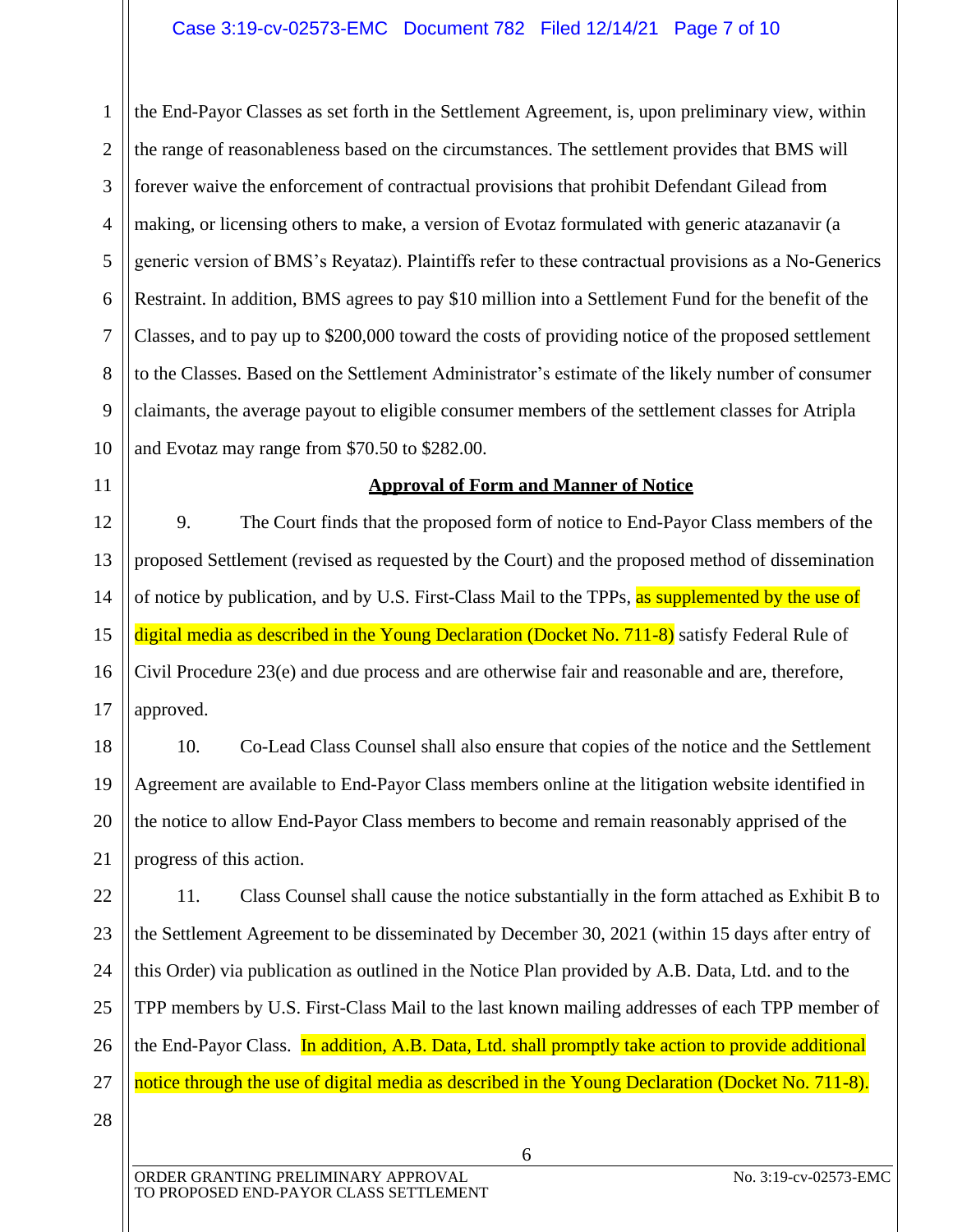the End-Payor Classes as set forth in the Settlement Agreement, is, upon preliminary view, within the range of reasonableness based on the circumstances. The settlement provides that BMS will forever waive the enforcement of contractual provisions that prohibit Defendant Gilead from making, or licensing others to make, a version of Evotaz formulated with generic atazanavir (a generic version of BMS's Reyataz). Plaintiffs refer to these contractual provisions as a No-Generics Restraint. In addition, BMS agrees to pay $10 million into a Settlement Fund for the benefit of the Classes, and to pay up to $200,000 toward the costs of providing notice of the proposed settlement to the Classes. Based on the Settlement Administrator's estimate of the likely number of consumer claimants, the average payout to eligible consumer members of the settlement classes for Atripla and Evotaz may range from $70.50 to $282.00.

**Approval of Form and Manner of Notice**

9. The Court finds that the proposed form of notice to End-Payor Class members of the proposed Settlement (revised as requested by the Court) and the proposed method of dissemination of notice by publication, and by U.S. First-Class Mail to the TPPs, as supplemented by the use of digital media as described in the Young Declaration (Docket No. 711-8) satisfy Federal Rule of Civil Procedure 23(e) and due process and are otherwise fair and reasonable and are, therefore, approved.

10. Co-Lead Class Counsel shall also ensure that copies of the notice and the Settlement Agreement are available to End-Payor Class members online at the litigation website identified in the notice to allow End-Payor Class members to become and remain reasonably apprised of the progress of this action.

11. Class Counsel shall cause the notice substantially in the form attached as Exhibit B to the Settlement Agreement to be disseminated by December 30, 2021 (within 15 days after entry of this Order) via publication as outlined in the Notice Plan provided by A.B. Data, Ltd. and to the TPP members by U.S. First-Class Mail to the last known mailing addresses of each TPP member of the End-Payor Class. In addition, A.B. Data, Ltd. shall promptly take action to provide additional notice through the use of digital media as described in the Young Declaration (Docket No. 711-8).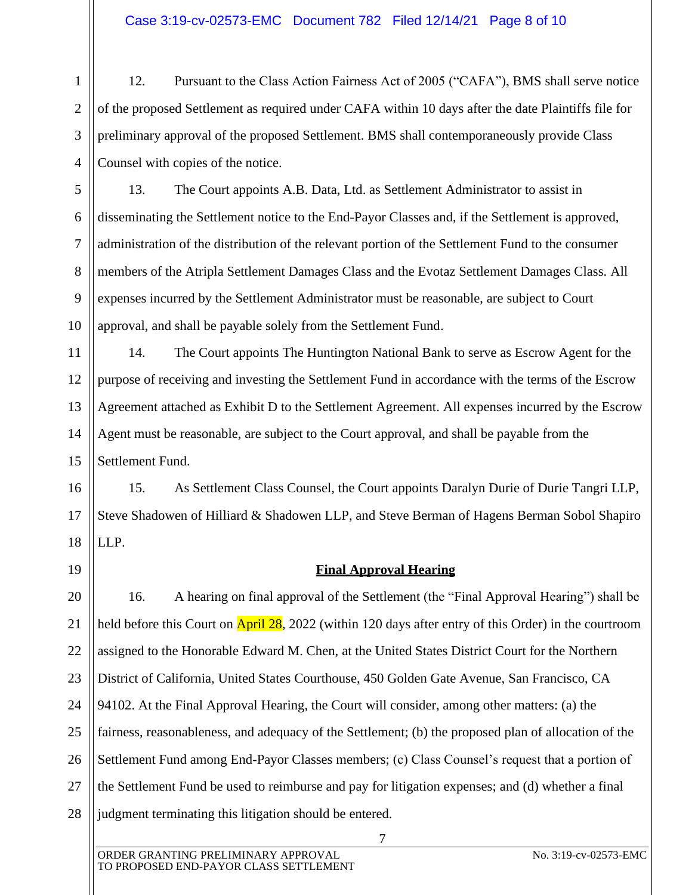12. Pursuant to the Class Action Fairness Act of 2005 ("CAFA"), BMS shall serve notice of the proposed Settlement as required under CAFA within 10 days after the date Plaintiffs file for preliminary approval of the proposed Settlement. BMS shall contemporaneously provide Class Counsel with copies of the notice.

13. The Court appoints A.B. Data, Ltd. as Settlement Administrator to assist in disseminating the Settlement notice to the End-Payor Classes and, if the Settlement is approved, administration of the distribution of the relevant portion of the Settlement Fund to the consumer members of the Atripla Settlement Damages Class and the Evotaz Settlement Damages Class. All expenses incurred by the Settlement Administrator must be reasonable, are subject to Court approval, and shall be payable solely from the Settlement Fund.

14. The Court appoints The Huntington National Bank to serve as Escrow Agent for the purpose of receiving and investing the Settlement Fund in accordance with the terms of the Escrow Agreement attached as Exhibit D to the Settlement Agreement. All expenses incurred by the Escrow Agent must be reasonable, are subject to the Court approval, and shall be payable from the Settlement Fund.

15. As Settlement Class Counsel, the Court appoints Daralyn Durie of Durie Tangri LLP, Steve Shadowen of Hilliard & Shadowen LLP, and Steve Berman of Hagens Berman Sobol Shapiro LLP.

## **Final Approval Hearing**

16. A hearing on final approval of the Settlement (the "Final Approval Hearing") shall be held before this Court on April 28, 2022 (within 120 days after entry of this Order) in the courtroom assigned to the Honorable Edward M. Chen, at the United States District Court for the Northern District of California, United States Courthouse, 450 Golden Gate Avenue, San Francisco, CA 94102. At the Final Approval Hearing, the Court will consider, among other matters: (a) the fairness, reasonableness, and adequacy of the Settlement; (b) the proposed plan of allocation of the Settlement Fund among End-Payor Classes members; (c) Class Counsel's request that a portion of the Settlement Fund be used to reimburse and pay for litigation expenses; and (d) whether a final judgment terminating this litigation should be entered.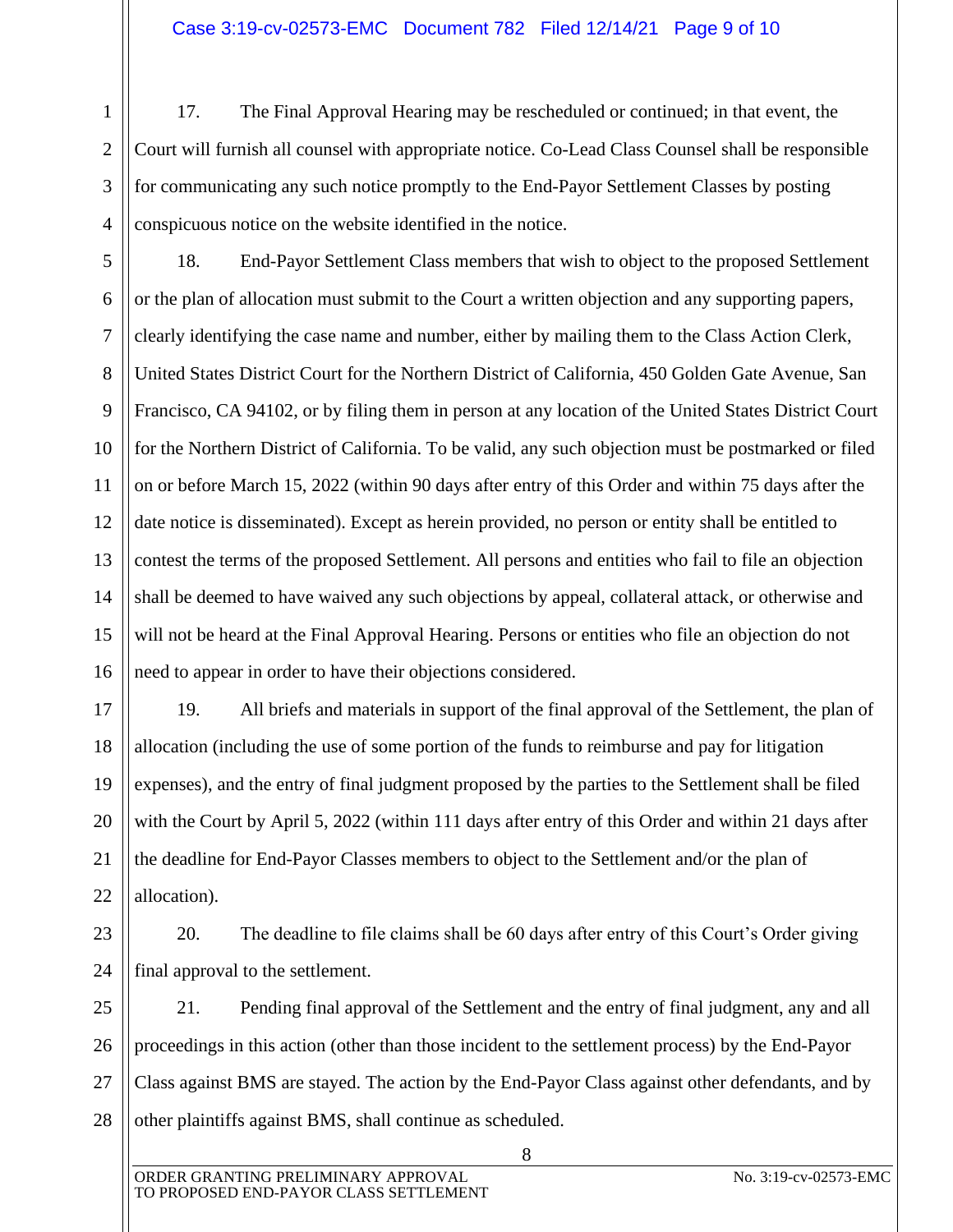17. The Final Approval Hearing may be rescheduled or continued; in that event, the Court will furnish all counsel with appropriate notice. Co-Lead Class Counsel shall be responsible for communicating any such notice promptly to the End-Payor Settlement Classes by posting conspicuous notice on the website identified in the notice.

18. End-Payor Settlement Class members that wish to object to the proposed Settlement or the plan of allocation must submit to the Court a written objection and any supporting papers, clearly identifying the case name and number, either by mailing them to the Class Action Clerk, United States District Court for the Northern District of California, 450 Golden Gate Avenue, San Francisco, CA 94102, or by filing them in person at any location of the United States District Court for the Northern District of California. To be valid, any such objection must be postmarked or filed on or before March 15, 2022 (within 90 days after entry of this Order and within 75 days after the date notice is disseminated). Except as herein provided, no person or entity shall be entitled to contest the terms of the proposed Settlement. All persons and entities who fail to file an objection shall be deemed to have waived any such objections by appeal, collateral attack, or otherwise and will not be heard at the Final Approval Hearing. Persons or entities who file an objection do not need to appear in order to have their objections considered.

19. All briefs and materials in support of the final approval of the Settlement, the plan of allocation (including the use of some portion of the funds to reimburse and pay for litigation expenses), and the entry of final judgment proposed by the parties to the Settlement shall be filed with the Court by April 5, 2022 (within 111 days after entry of this Order and within 21 days after the deadline for End-Payor Classes members to object to the Settlement and/or the plan of allocation).

20. The deadline to file claims shall be 60 days after entry of this Court's Order giving final approval to the settlement.

21. Pending final approval of the Settlement and the entry of final judgment, any and all proceedings in this action (other than those incident to the settlement process) by the End-Payor Class against BMS are stayed. The action by the End-Payor Class against other defendants, and by other plaintiffs against BMS, shall continue as scheduled.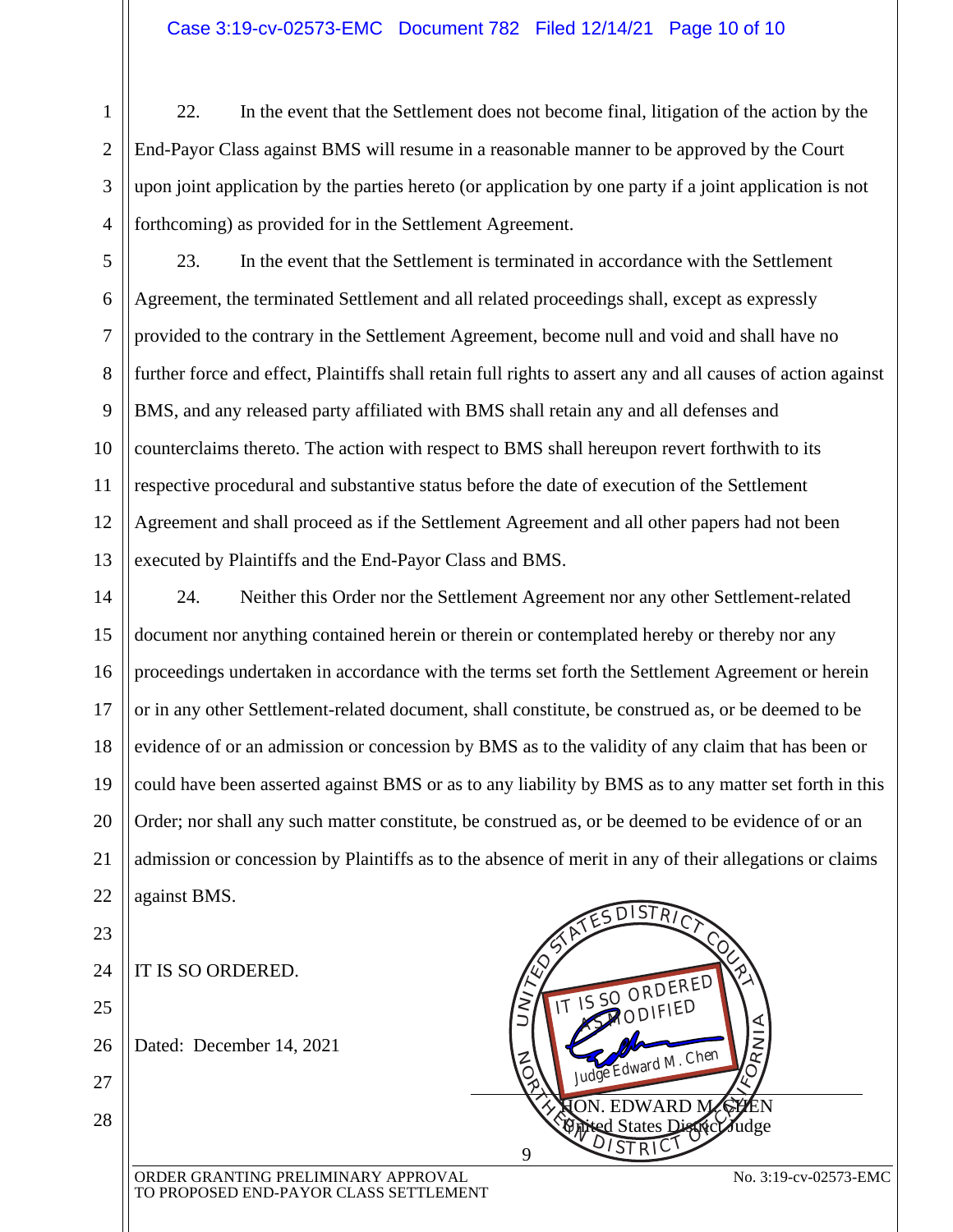22. In the event that the Settlement does not become final, litigation of the action by the End-Payor Class against BMS will resume in a reasonable manner to be approved by the Court upon joint application by the parties hereto (or application by one party if a joint application is not forthcoming) as provided for in the Settlement Agreement.

23. In the event that the Settlement is terminated in accordance with the Settlement Agreement, the terminated Settlement and all related proceedings shall, except as expressly provided to the contrary in the Settlement Agreement, become null and void and shall have no further force and effect, Plaintiffs shall retain full rights to assert any and all causes of action against BMS, and any released party affiliated with BMS shall retain any and all defenses and counterclaims thereto. The action with respect to BMS shall hereupon revert forthwith to its respective procedural and substantive status before the date of execution of the Settlement Agreement and shall proceed as if the Settlement Agreement and all other papers had not been executed by Plaintiffs and the End-Payor Class and BMS.

24. Neither this Order nor the Settlement Agreement nor any other Settlement-related document nor anything contained herein or therein or contemplated hereby or thereby nor any proceedings undertaken in accordance with the terms set forth the Settlement Agreement or herein or in any other Settlement-related document, shall constitute, be construed as, or be deemed to be evidence of or an admission or concession by BMS as to the validity of any claim that has been or could have been asserted against BMS or as to any liability by BMS as to any matter set forth in this Order; nor shall any such matter constitute, be construed as, or be deemed to be evidence of or an admission or concession by Plaintiffs as to the absence of merit in any of their allegations or claims against BMS.

IT IS SO ORDERED.

Dated: December 14, 2021

UNITED STATES DISTRICT COURT NORTHERN DISTRICT OF CALIFORNIA

IT IS SO ORDERED AS MODIFIED

Judge Edward M. Chen

HON. EDWARD M. CHEN
United States District Judge

ORDER GRANTING PRELIMINARY APPROVAL TO PROPOSED END-PAYOR CLASS SETTLEMENT

No. 3:19-cv-02573-EMC